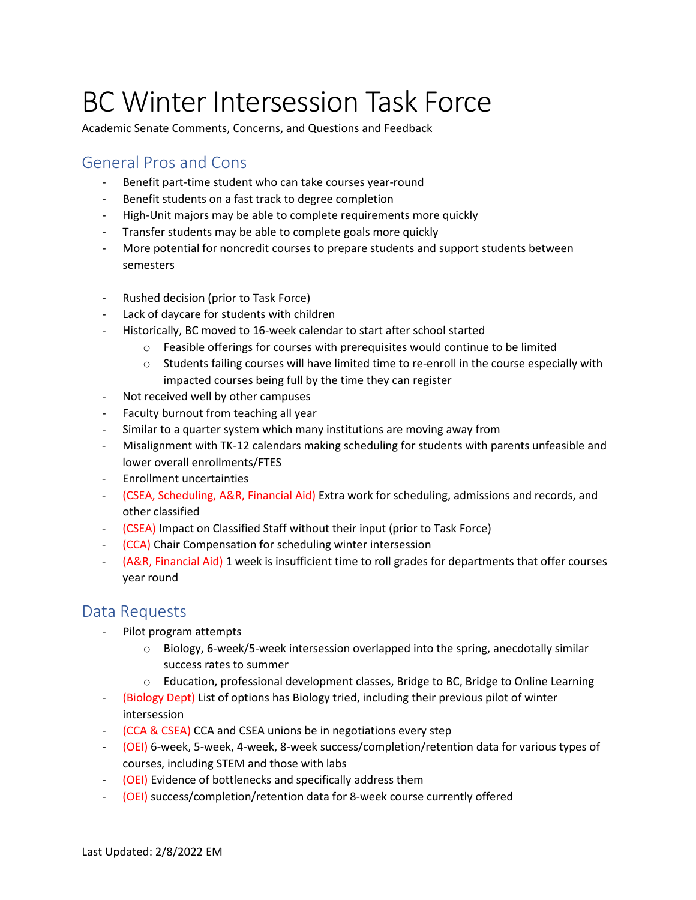# BC Winter Intersession Task Force

Academic Senate Comments, Concerns, and Questions and Feedback

## General Pros and Cons

- Benefit part-time student who can take courses year-round
- Benefit students on a fast track to degree completion
- High-Unit majors may be able to complete requirements more quickly
- Transfer students may be able to complete goals more quickly
- More potential for noncredit courses to prepare students and support students between semesters

- Rushed decision (prior to Task Force)
- Lack of daycare for students with children
- Historically, BC moved to 16-week calendar to start after school started
  - Feasible offerings for courses with prerequisites would continue to be limited
  - Students failing courses will have limited time to re-enroll in the course especially with impacted courses being full by the time they can register
- Not received well by other campuses
- Faculty burnout from teaching all year
- Similar to a quarter system which many institutions are moving away from
- Misalignment with TK-12 calendars making scheduling for students with parents unfeasible and lower overall enrollments/FTES
- Enrollment uncertainties
- (CSEA, Scheduling, A&R, Financial Aid) Extra work for scheduling, admissions and records, and other classified
- (CSEA) Impact on Classified Staff without their input (prior to Task Force)
- (CCA) Chair Compensation for scheduling winter intersession
- (A&R, Financial Aid) 1 week is insufficient time to roll grades for departments that offer courses year round

## Data Requests

- Pilot program attempts
  - Biology, 6-week/5-week intersession overlapped into the spring, anecdotally similar success rates to summer
  - Education, professional development classes, Bridge to BC, Bridge to Online Learning
- (Biology Dept) List of options has Biology tried, including their previous pilot of winter intersession
- (CCA & CSEA) CCA and CSEA unions be in negotiations every step
- (OEI) 6-week, 5-week, 4-week, 8-week success/completion/retention data for various types of courses, including STEM and those with labs
- (OEI) Evidence of bottlenecks and specifically address them
- (OEI) success/completion/retention data for 8-week course currently offered

Last Updated: 2/8/2022 EM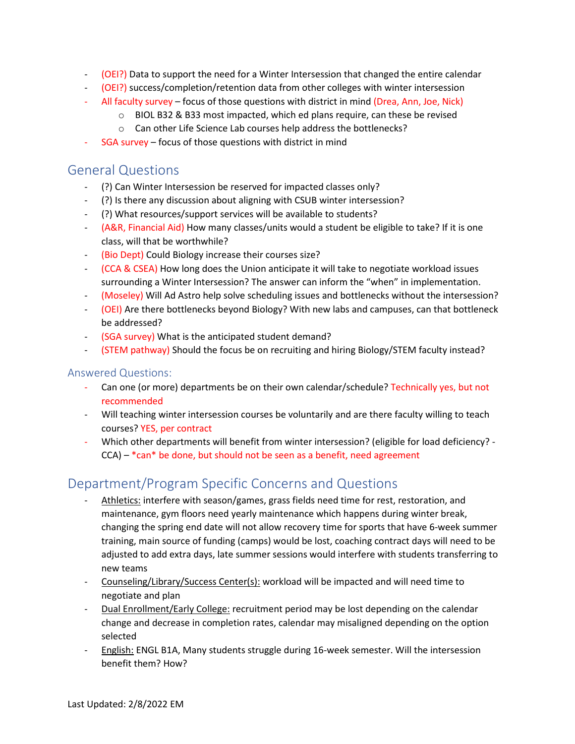- (OEI?) Data to support the need for a Winter Intersession that changed the entire calendar
- (OEI?) success/completion/retention data from other colleges with winter intersession
- All faculty survey – focus of those questions with district in mind (Drea, Ann, Joe, Nick)
  - BIOL B32 & B33 most impacted, which ed plans require, can these be revised
  - Can other Life Science Lab courses help address the bottlenecks?
- SGA survey – focus of those questions with district in mind

## General Questions

- (?) Can Winter Intersession be reserved for impacted classes only?
- (?) Is there any discussion about aligning with CSUB winter intersession?
- (?) What resources/support services will be available to students?
- (A&R, Financial Aid) How many classes/units would a student be eligible to take? If it is one class, will that be worthwhile?
- (Bio Dept) Could Biology increase their courses size?
- (CCA & CSEA) How long does the Union anticipate it will take to negotiate workload issues surrounding a Winter Intersession? The answer can inform the "when" in implementation.
- (Moseley) Will Ad Astro help solve scheduling issues and bottlenecks without the intersession?
- (OEI) Are there bottlenecks beyond Biology? With new labs and campuses, can that bottleneck be addressed?
- (SGA survey) What is the anticipated student demand?
- (STEM pathway) Should the focus be on recruiting and hiring Biology/STEM faculty instead?

### Answered Questions:

- Can one (or more) departments be on their own calendar/schedule? Technically yes, but not recommended
- Will teaching winter intersession courses be voluntarily and are there faculty willing to teach courses? YES, per contract
- Which other departments will benefit from winter intersession? (eligible for load deficiency? - CCA) – *can* be done, but should not be seen as a benefit, need agreement

## Department/Program Specific Concerns and Questions

- Athletics: interfere with season/games, grass fields need time for rest, restoration, and maintenance, gym floors need yearly maintenance which happens during winter break, changing the spring end date will not allow recovery time for sports that have 6-week summer training, main source of funding (camps) would be lost, coaching contract days will need to be adjusted to add extra days, late summer sessions would interfere with students transferring to new teams
- Counseling/Library/Success Center(s): workload will be impacted and will need time to negotiate and plan
- Dual Enrollment/Early College: recruitment period may be lost depending on the calendar change and decrease in completion rates, calendar may misaligned depending on the option selected
- English: ENGL B1A, Many students struggle during 16-week semester. Will the intersession benefit them? How?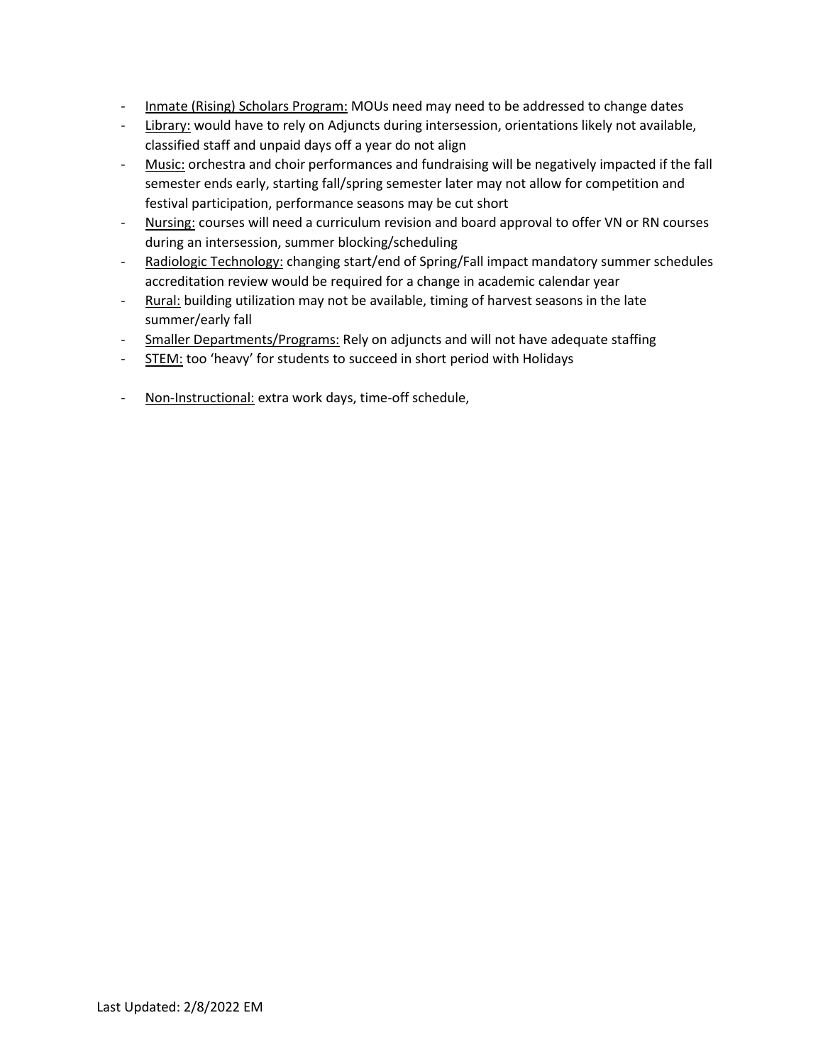- Inmate (Rising) Scholars Program: MOUs need may need to be addressed to change dates
- Library: would have to rely on Adjuncts during intersession, orientations likely not available, classified staff and unpaid days off a year do not align
- Music: orchestra and choir performances and fundraising will be negatively impacted if the fall semester ends early, starting fall/spring semester later may not allow for competition and festival participation, performance seasons may be cut short
- Nursing: courses will need a curriculum revision and board approval to offer VN or RN courses during an intersession, summer blocking/scheduling
- Radiologic Technology: changing start/end of Spring/Fall impact mandatory summer schedules accreditation review would be required for a change in academic calendar year
- Rural: building utilization may not be available, timing of harvest seasons in the late summer/early fall
- Smaller Departments/Programs: Rely on adjuncts and will not have adequate staffing
- STEM: too 'heavy' for students to succeed in short period with Holidays

- Non-Instructional: extra work days, time-off schedule,

Last Updated: 2/8/2022 EM